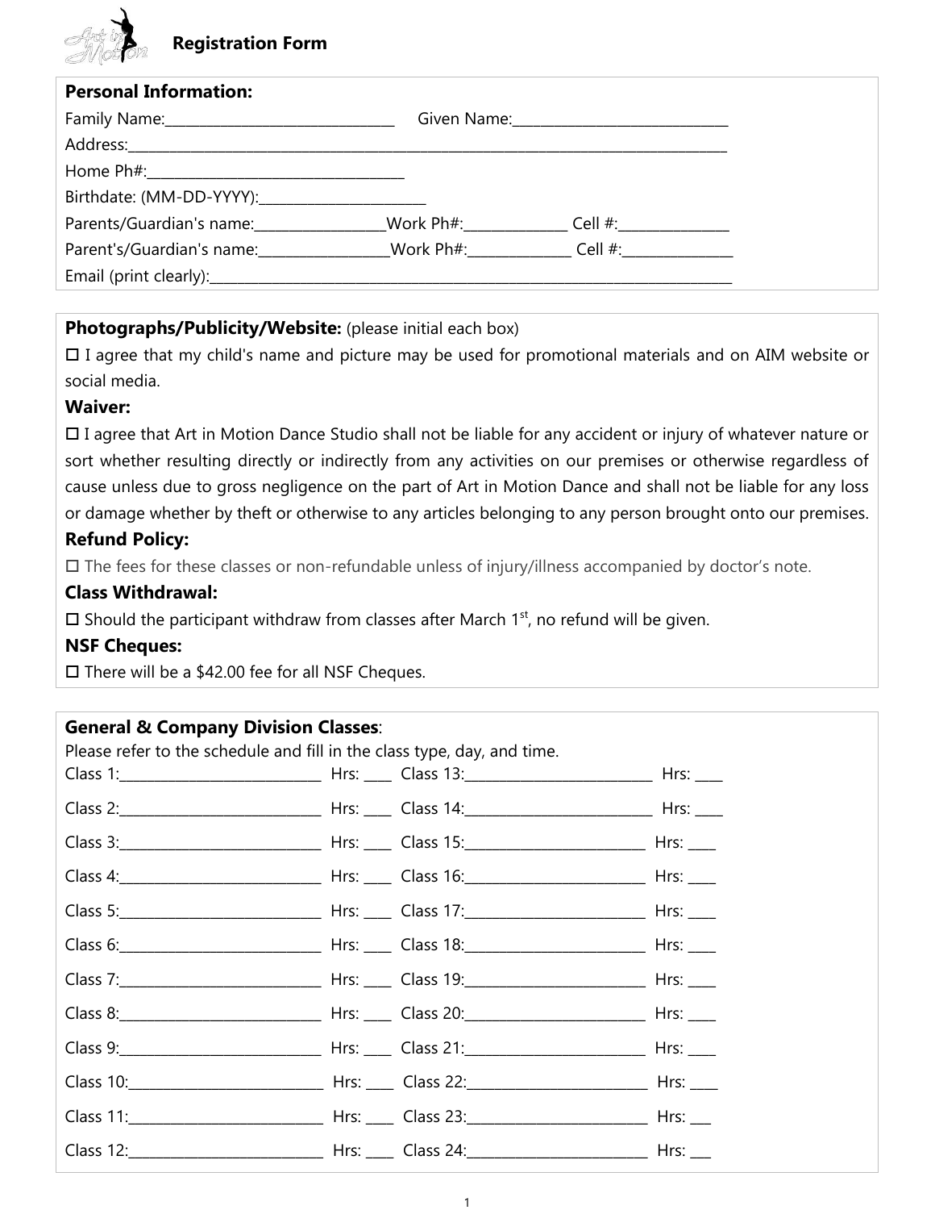# Registration Form

**Personal Information:**

Family Name:_______________________________ Given Name:_____________________________

Address:_________________________________________________________________________________

Home Ph#:____________________________________

Birthdate: (MM-DD-YYYY):________________________

Parents/Guardian's name:__________________Work Ph#:______________ Cell #:_______________

Parent's/Guardian's name:__________________Work Ph#:______________ Cell #:_______________

Email (print clearly):_____________________________________________________________________________

---

**Photographs/Publicity/Website:** (please initial each box)

☐ I agree that my child's name and picture may be used for promotional materials and on AIM website or social media.

**Waiver:**

☐ I agree that Art in Motion Dance Studio shall not be liable for any accident or injury of whatever nature or sort whether resulting directly or indirectly from any activities on our premises or otherwise regardless of cause unless due to gross negligence on the part of Art in Motion Dance and shall not be liable for any loss or damage whether by theft or otherwise to any articles belonging to any person brought onto our premises.

**Refund Policy:**

☐ The fees for these classes or non-refundable unless of injury/illness accompanied by doctor's note.

**Class Withdrawal:**

☐ Should the participant withdraw from classes after March 1st, no refund will be given.

**NSF Cheques:**

☐ There will be a $42.00 fee for all NSF Cheques.

---

**General & Company Division Classes**:

Please refer to the schedule and fill in the class type, day, and time.

Class 1:____________________________ Hrs: ____ Class 13:___________________________ Hrs: ____

Class 2:____________________________ Hrs: ____ Class 14:___________________________ Hrs: ____

Class 3:____________________________ Hrs: ____ Class 15:__________________________ Hrs: ____

Class 4:____________________________ Hrs: ____ Class 16:__________________________ Hrs: ____

Class 5:____________________________ Hrs: ____ Class 17:__________________________ Hrs: ____

Class 6:____________________________ Hrs: ____ Class 18:__________________________ Hrs: ____

Class 7:____________________________ Hrs: ____ Class 19:__________________________ Hrs: ____

Class 8:____________________________ Hrs: ____ Class 20:__________________________ Hrs: ____

Class 9:____________________________ Hrs: ____ Class 21:__________________________ Hrs: ____

Class 10:___________________________ Hrs: ____ Class 22:__________________________ Hrs: ____

Class 11:___________________________ Hrs: ____ Class 23:__________________________ Hrs: ___

Class 12:___________________________ Hrs: ____ Class 24:__________________________ Hrs: ___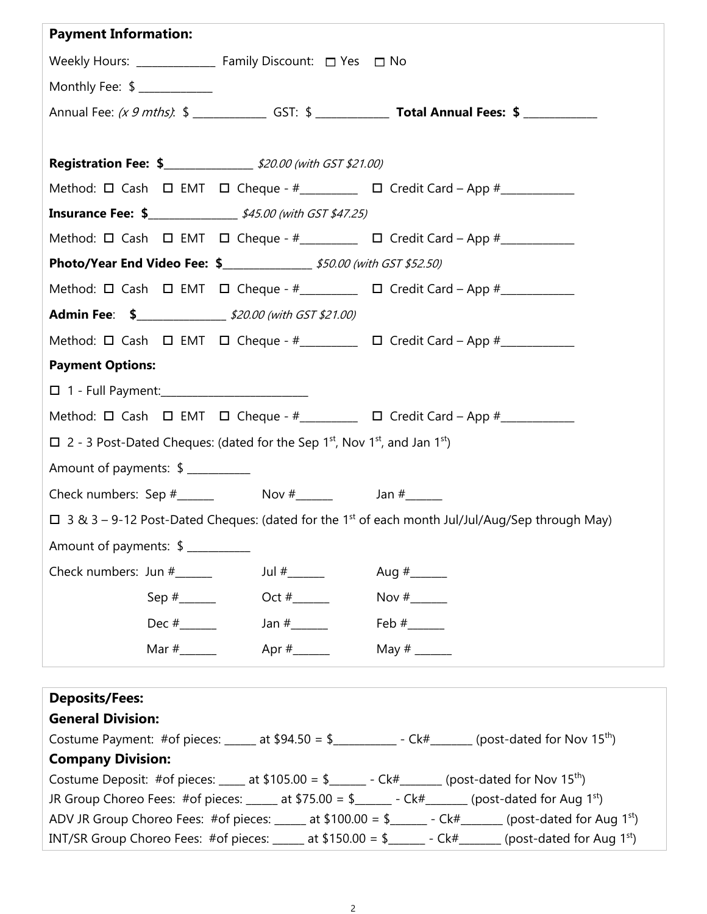**Payment Information:**

Weekly Hours: ______________ Family Discount: ☐ Yes ☐ No

Monthly Fee: $ _____________

Annual Fee: *(x 9 mths)*: $ _____________ GST: $ _____________ **Total Annual Fees: $** _____________

**Registration Fee: $**________________ *$20.00 (with GST $21.00)*

Method: ☐ Cash ☐ EMT ☐ Cheque - #__________ ☐ Credit Card – App #_____________

**Insurance Fee: $**________________ *$45.00 (with GST $47.25)*

Method: ☐ Cash ☐ EMT ☐ Cheque - #__________ ☐ Credit Card – App #_____________

**Photo/Year End Video Fee: $**________________ *$50.00 (with GST $52.50)*

Method: ☐ Cash ☐ EMT ☐ Cheque - #__________ ☐ Credit Card – App #_____________

**Admin Fee**: **$**________________ *$20.00 (with GST $21.00)*

Method: ☐ Cash ☐ EMT ☐ Cheque - #__________ ☐ Credit Card – App #_____________

**Payment Options:**

☐ 1 - Full Payment:__________________________

Method: ☐ Cash ☐ EMT ☐ Cheque - #__________ ☐ Credit Card – App #_____________

☐ 2 - 3 Post-Dated Cheques: (dated for the Sep 1st, Nov 1st, and Jan 1st)

Amount of payments: $ ___________

Check numbers: Sep #______ Nov #______ Jan #______

☐ 3 & 3 – 9-12 Post-Dated Cheques: (dated for the 1st of each month Jul/Jul/Aug/Sep through May)

Amount of payments: $ ___________

Check numbers: Jun #______ Jul #______ Aug #______

Sep #______ Oct #______ Nov #______

Dec #______ Jan #______ Feb #______

Mar #______ Apr #______ May # ______

**Deposits/Fees:**

**General Division:**

Costume Payment: #of pieces: ______ at $94.50 = $___________ - Ck#_______ (post-dated for Nov 15th)

**Company Division:**

Costume Deposit: #of pieces: _____ at $105.00 = $______ - Ck#_______ (post-dated for Nov 15th)

JR Group Choreo Fees: #of pieces: ______ at $75.00 = $______ - Ck#_______ (post-dated for Aug 1st)

ADV JR Group Choreo Fees: #of pieces: ______ at $100.00 = $______ - Ck#_______ (post-dated for Aug 1st)

INT/SR Group Choreo Fees: #of pieces: ______ at $150.00 = $______ - Ck#_______ (post-dated for Aug 1st)